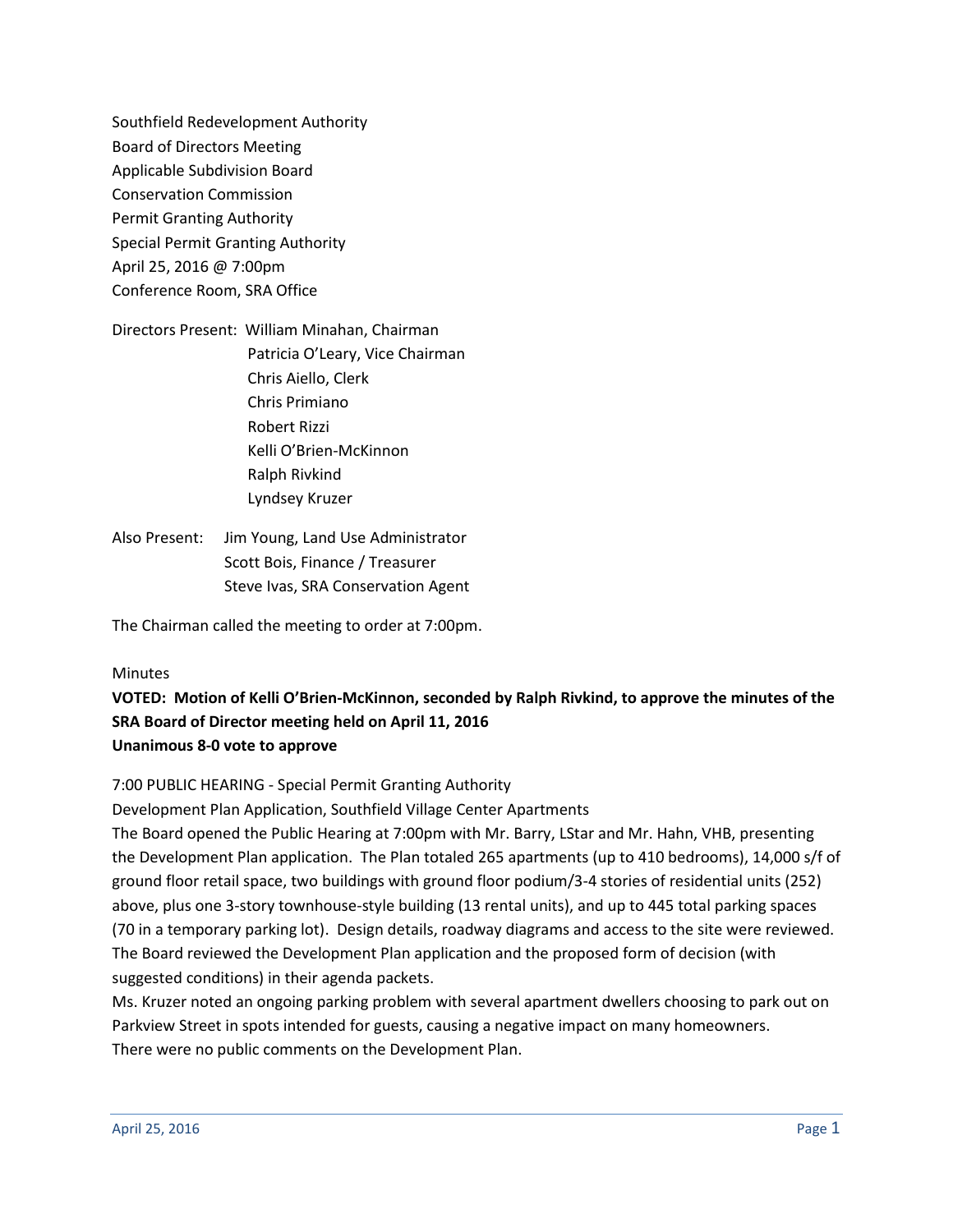Southfield Redevelopment Authority
Board of Directors Meeting
Applicable Subdivision Board
Conservation Commission
Permit Granting Authority
Special Permit Granting Authority
April 25, 2016 @ 7:00pm
Conference Room, SRA Office

Directors Present: William Minahan, Chairman
Patricia O'Leary, Vice Chairman
Chris Aiello, Clerk
Chris Primiano
Robert Rizzi
Kelli O'Brien-McKinnon
Ralph Rivkind
Lyndsey Kruzer

Also Present: Jim Young, Land Use Administrator
Scott Bois, Finance / Treasurer
Steve Ivas, SRA Conservation Agent

The Chairman called the meeting to order at 7:00pm.

Minutes

**VOTED: Motion of Kelli O'Brien-McKinnon, seconded by Ralph Rivkind, to approve the minutes of the SRA Board of Director meeting held on April 11, 2016**
**Unanimous 8-0 vote to approve**

7:00 PUBLIC HEARING - Special Permit Granting Authority

Development Plan Application, Southfield Village Center Apartments

The Board opened the Public Hearing at 7:00pm with Mr. Barry, LStar and Mr. Hahn, VHB, presenting the Development Plan application. The Plan totaled 265 apartments (up to 410 bedrooms), 14,000 s/f of ground floor retail space, two buildings with ground floor podium/3-4 stories of residential units (252) above, plus one 3-story townhouse-style building (13 rental units), and up to 445 total parking spaces (70 in a temporary parking lot). Design details, roadway diagrams and access to the site were reviewed. The Board reviewed the Development Plan application and the proposed form of decision (with suggested conditions) in their agenda packets.

Ms. Kruzer noted an ongoing parking problem with several apartment dwellers choosing to park out on Parkview Street in spots intended for guests, causing a negative impact on many homeowners.

There were no public comments on the Development Plan.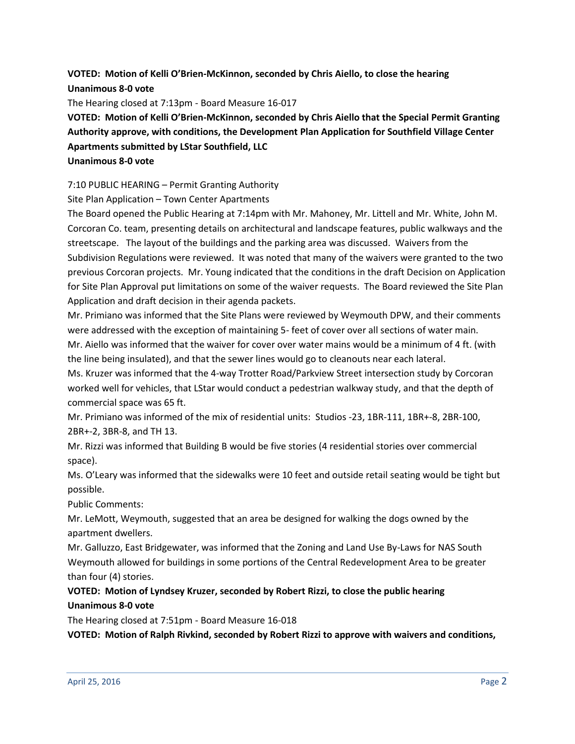**VOTED: Motion of Kelli O'Brien-McKinnon, seconded by Chris Aiello, to close the hearing**
**Unanimous 8-0 vote**

The Hearing closed at 7:13pm - Board Measure 16-017

**VOTED: Motion of Kelli O'Brien-McKinnon, seconded by Chris Aiello that the Special Permit Granting Authority approve, with conditions, the Development Plan Application for Southfield Village Center Apartments submitted by LStar Southfield, LLC**
**Unanimous 8-0 vote**

7:10 PUBLIC HEARING – Permit Granting Authority

Site Plan Application – Town Center Apartments

The Board opened the Public Hearing at 7:14pm with Mr. Mahoney, Mr. Littell and Mr. White, John M. Corcoran Co. team, presenting details on architectural and landscape features, public walkways and the streetscape. The layout of the buildings and the parking area was discussed. Waivers from the Subdivision Regulations were reviewed. It was noted that many of the waivers were granted to the two previous Corcoran projects. Mr. Young indicated that the conditions in the draft Decision on Application for Site Plan Approval put limitations on some of the waiver requests. The Board reviewed the Site Plan Application and draft decision in their agenda packets.

Mr. Primiano was informed that the Site Plans were reviewed by Weymouth DPW, and their comments were addressed with the exception of maintaining 5- feet of cover over all sections of water main.

Mr. Aiello was informed that the waiver for cover over water mains would be a minimum of 4 ft. (with the line being insulated), and that the sewer lines would go to cleanouts near each lateral.

Ms. Kruzer was informed that the 4-way Trotter Road/Parkview Street intersection study by Corcoran worked well for vehicles, that LStar would conduct a pedestrian walkway study, and that the depth of commercial space was 65 ft.

Mr. Primiano was informed of the mix of residential units: Studios -23, 1BR-111, 1BR+-8, 2BR-100, 2BR+-2, 3BR-8, and TH 13.

Mr. Rizzi was informed that Building B would be five stories (4 residential stories over commercial space).

Ms. O'Leary was informed that the sidewalks were 10 feet and outside retail seating would be tight but possible.

Public Comments:

Mr. LeMott, Weymouth, suggested that an area be designed for walking the dogs owned by the apartment dwellers.

Mr. Galluzzo, East Bridgewater, was informed that the Zoning and Land Use By-Laws for NAS South Weymouth allowed for buildings in some portions of the Central Redevelopment Area to be greater than four (4) stories.

**VOTED: Motion of Lyndsey Kruzer, seconded by Robert Rizzi, to close the public hearing**
**Unanimous 8-0 vote**

The Hearing closed at 7:51pm - Board Measure 16-018

**VOTED: Motion of Ralph Rivkind, seconded by Robert Rizzi to approve with waivers and conditions,**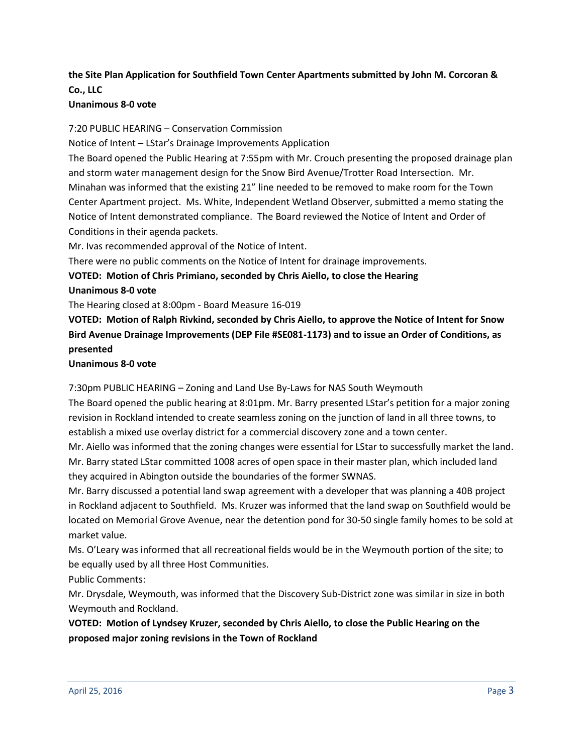**the Site Plan Application for Southfield Town Center Apartments submitted by John M. Corcoran & Co., LLC**
**Unanimous 8-0 vote**

7:20 PUBLIC HEARING – Conservation Commission

Notice of Intent – LStar's Drainage Improvements Application

The Board opened the Public Hearing at 7:55pm with Mr. Crouch presenting the proposed drainage plan and storm water management design for the Snow Bird Avenue/Trotter Road Intersection. Mr. Minahan was informed that the existing 21" line needed to be removed to make room for the Town Center Apartment project. Ms. White, Independent Wetland Observer, submitted a memo stating the Notice of Intent demonstrated compliance. The Board reviewed the Notice of Intent and Order of Conditions in their agenda packets.

Mr. Ivas recommended approval of the Notice of Intent.

There were no public comments on the Notice of Intent for drainage improvements.

**VOTED: Motion of Chris Primiano, seconded by Chris Aiello, to close the Hearing**
**Unanimous 8-0 vote**

The Hearing closed at 8:00pm - Board Measure 16-019

**VOTED: Motion of Ralph Rivkind, seconded by Chris Aiello, to approve the Notice of Intent for Snow Bird Avenue Drainage Improvements (DEP File #SE081-1173) and to issue an Order of Conditions, as presented**
**Unanimous 8-0 vote**

7:30pm PUBLIC HEARING – Zoning and Land Use By-Laws for NAS South Weymouth

The Board opened the public hearing at 8:01pm. Mr. Barry presented LStar's petition for a major zoning revision in Rockland intended to create seamless zoning on the junction of land in all three towns, to establish a mixed use overlay district for a commercial discovery zone and a town center.

Mr. Aiello was informed that the zoning changes were essential for LStar to successfully market the land. Mr. Barry stated LStar committed 1008 acres of open space in their master plan, which included land they acquired in Abington outside the boundaries of the former SWNAS.

Mr. Barry discussed a potential land swap agreement with a developer that was planning a 40B project in Rockland adjacent to Southfield. Ms. Kruzer was informed that the land swap on Southfield would be located on Memorial Grove Avenue, near the detention pond for 30-50 single family homes to be sold at market value.

Ms. O'Leary was informed that all recreational fields would be in the Weymouth portion of the site; to be equally used by all three Host Communities.

Public Comments:

Mr. Drysdale, Weymouth, was informed that the Discovery Sub-District zone was similar in size in both Weymouth and Rockland.

**VOTED: Motion of Lyndsey Kruzer, seconded by Chris Aiello, to close the Public Hearing on the proposed major zoning revisions in the Town of Rockland**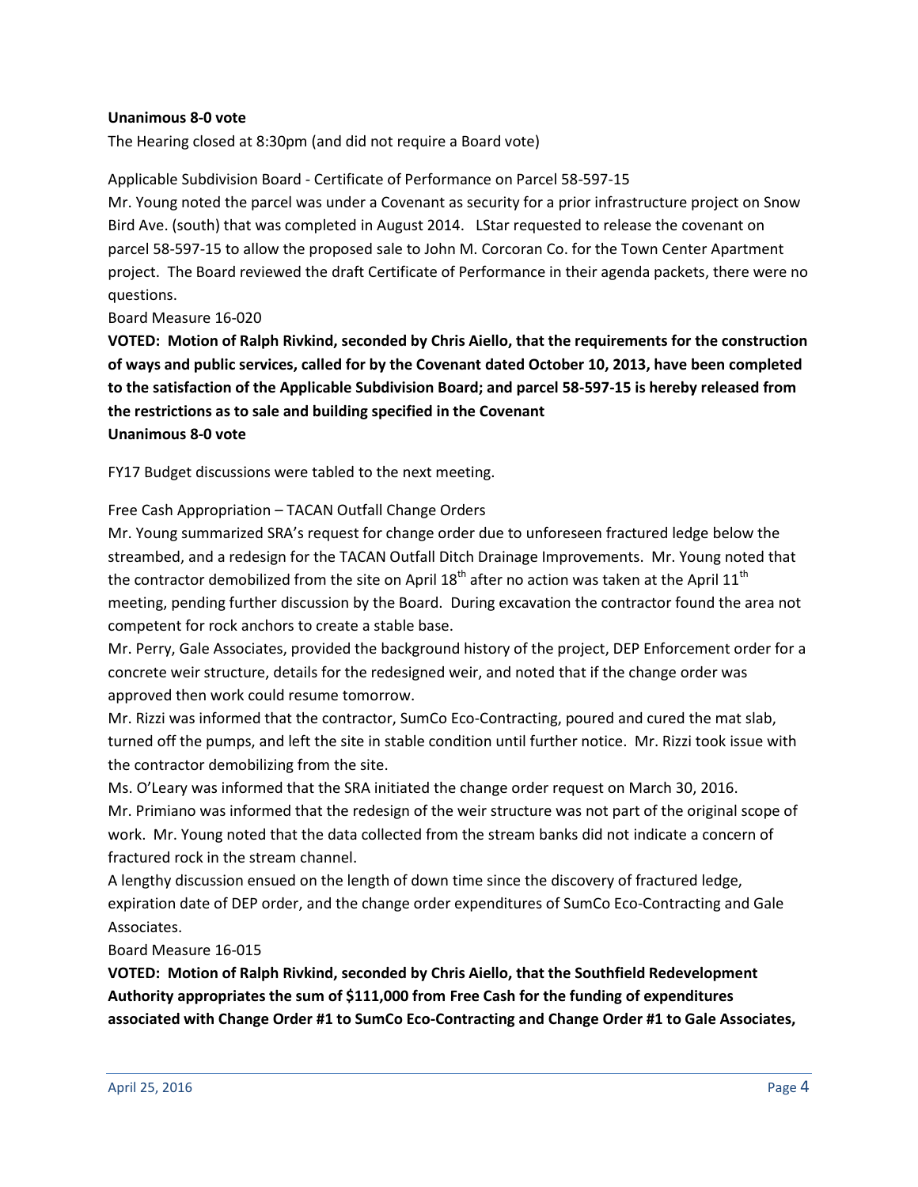**Unanimous 8-0 vote**

The Hearing closed at 8:30pm (and did not require a Board vote)

Applicable Subdivision Board - Certificate of Performance on Parcel 58-597-15

Mr. Young noted the parcel was under a Covenant as security for a prior infrastructure project on Snow Bird Ave. (south) that was completed in August 2014. LStar requested to release the covenant on parcel 58-597-15 to allow the proposed sale to John M. Corcoran Co. for the Town Center Apartment project. The Board reviewed the draft Certificate of Performance in their agenda packets, there were no questions.

Board Measure 16-020

**VOTED: Motion of Ralph Rivkind, seconded by Chris Aiello, that the requirements for the construction of ways and public services, called for by the Covenant dated October 10, 2013, have been completed to the satisfaction of the Applicable Subdivision Board; and parcel 58-597-15 is hereby released from the restrictions as to sale and building specified in the Covenant**

**Unanimous 8-0 vote**

FY17 Budget discussions were tabled to the next meeting.

Free Cash Appropriation – TACAN Outfall Change Orders

Mr. Young summarized SRA's request for change order due to unforeseen fractured ledge below the streambed, and a redesign for the TACAN Outfall Ditch Drainage Improvements. Mr. Young noted that the contractor demobilized from the site on April 18th after no action was taken at the April 11th meeting, pending further discussion by the Board. During excavation the contractor found the area not competent for rock anchors to create a stable base.

Mr. Perry, Gale Associates, provided the background history of the project, DEP Enforcement order for a concrete weir structure, details for the redesigned weir, and noted that if the change order was approved then work could resume tomorrow.

Mr. Rizzi was informed that the contractor, SumCo Eco-Contracting, poured and cured the mat slab, turned off the pumps, and left the site in stable condition until further notice. Mr. Rizzi took issue with the contractor demobilizing from the site.

Ms. O'Leary was informed that the SRA initiated the change order request on March 30, 2016.

Mr. Primiano was informed that the redesign of the weir structure was not part of the original scope of work. Mr. Young noted that the data collected from the stream banks did not indicate a concern of fractured rock in the stream channel.

A lengthy discussion ensued on the length of down time since the discovery of fractured ledge, expiration date of DEP order, and the change order expenditures of SumCo Eco-Contracting and Gale Associates.

Board Measure 16-015

**VOTED: Motion of Ralph Rivkind, seconded by Chris Aiello, that the Southfield Redevelopment Authority appropriates the sum of $111,000 from Free Cash for the funding of expenditures associated with Change Order #1 to SumCo Eco-Contracting and Change Order #1 to Gale Associates,**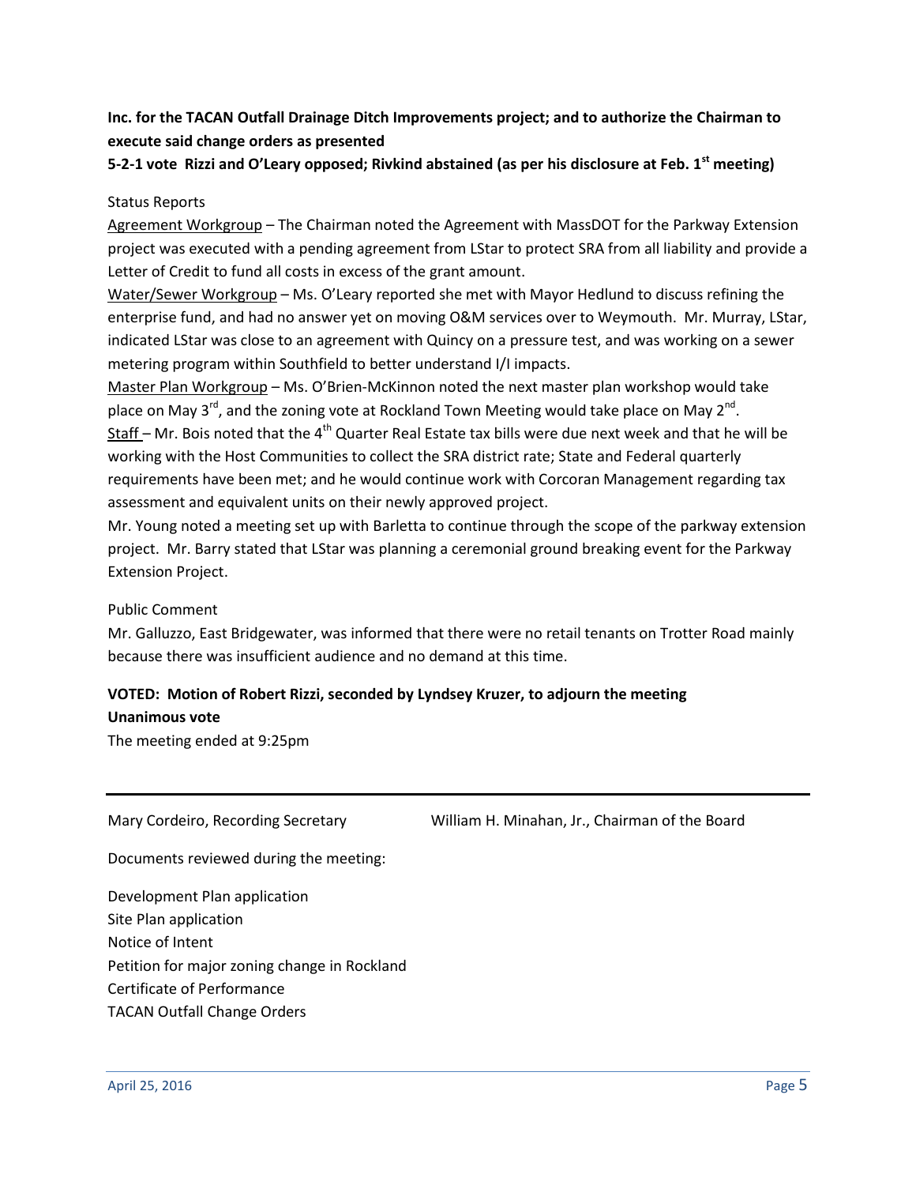**Inc. for the TACAN Outfall Drainage Ditch Improvements project; and to authorize the Chairman to execute said change orders as presented**

**5-2-1 vote Rizzi and O'Leary opposed; Rivkind abstained (as per his disclosure at Feb. 1st meeting)**

Status Reports

Agreement Workgroup – The Chairman noted the Agreement with MassDOT for the Parkway Extension project was executed with a pending agreement from LStar to protect SRA from all liability and provide a Letter of Credit to fund all costs in excess of the grant amount.

Water/Sewer Workgroup – Ms. O'Leary reported she met with Mayor Hedlund to discuss refining the enterprise fund, and had no answer yet on moving O&M services over to Weymouth. Mr. Murray, LStar, indicated LStar was close to an agreement with Quincy on a pressure test, and was working on a sewer metering program within Southfield to better understand I/I impacts.

Master Plan Workgroup – Ms. O'Brien-McKinnon noted the next master plan workshop would take place on May 3rd, and the zoning vote at Rockland Town Meeting would take place on May 2nd.

Staff – Mr. Bois noted that the 4th Quarter Real Estate tax bills were due next week and that he will be working with the Host Communities to collect the SRA district rate; State and Federal quarterly requirements have been met; and he would continue work with Corcoran Management regarding tax assessment and equivalent units on their newly approved project.

Mr. Young noted a meeting set up with Barletta to continue through the scope of the parkway extension project. Mr. Barry stated that LStar was planning a ceremonial ground breaking event for the Parkway Extension Project.

Public Comment

Mr. Galluzzo, East Bridgewater, was informed that there were no retail tenants on Trotter Road mainly because there was insufficient audience and no demand at this time.

**VOTED: Motion of Robert Rizzi, seconded by Lyndsey Kruzer, to adjourn the meeting**

**Unanimous vote**

The meeting ended at 9:25pm

---

Mary Cordeiro, Recording Secretary William H. Minahan, Jr., Chairman of the Board

Documents reviewed during the meeting:

Development Plan application
Site Plan application
Notice of Intent
Petition for major zoning change in Rockland
Certificate of Performance
TACAN Outfall Change Orders